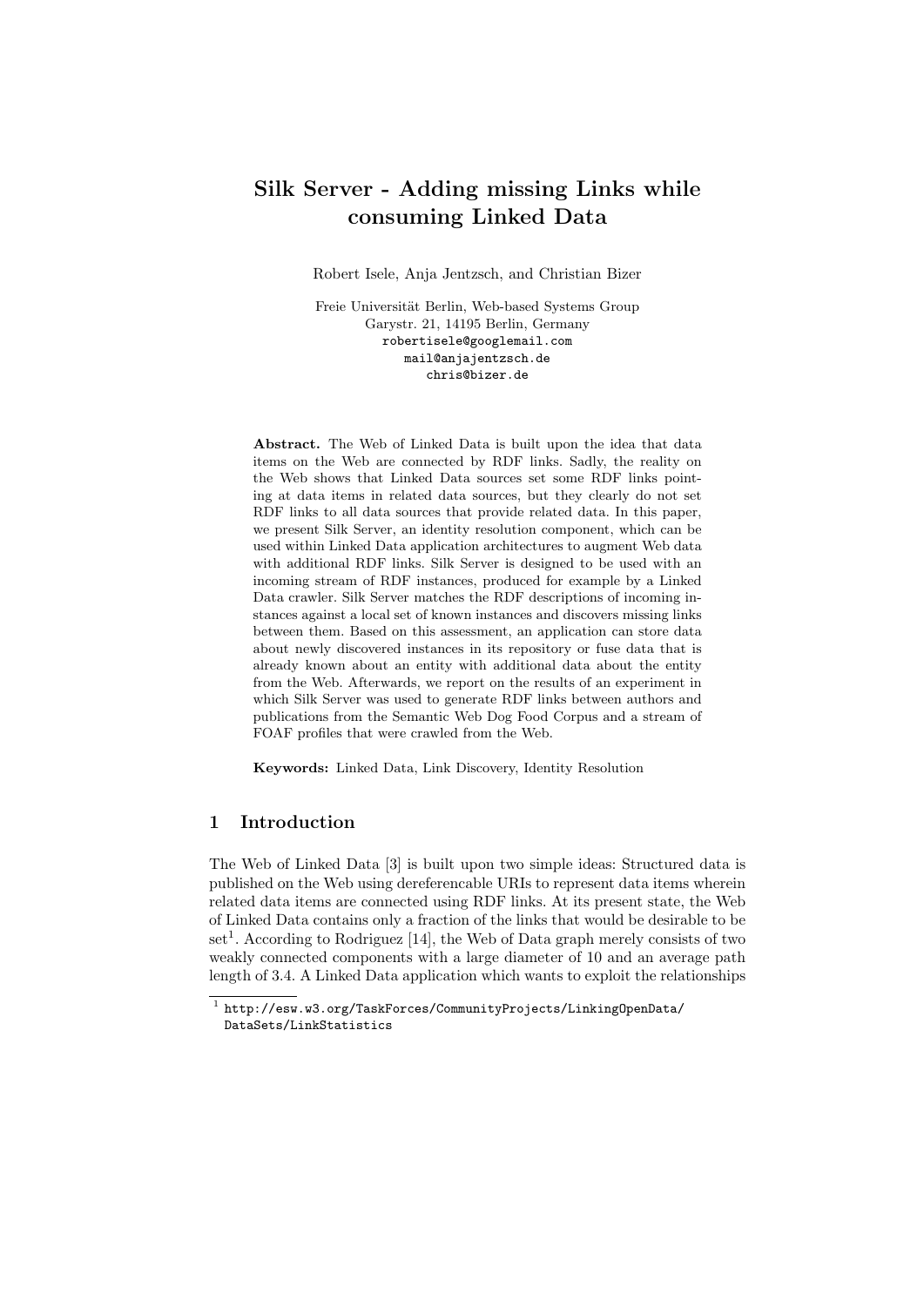# Silk Server - Adding missing Links while consuming Linked Data

Robert Isele, Anja Jentzsch, and Christian Bizer

Freie Universität Berlin, Web-based Systems Group
Garystr. 21, 14195 Berlin, Germany
robertisele@googlemail.com
mail@anjajentzsch.de
chris@bizer.de

**Abstract.** The Web of Linked Data is built upon the idea that data items on the Web are connected by RDF links. Sadly, the reality on the Web shows that Linked Data sources set some RDF links pointing at data items in related data sources, but they clearly do not set RDF links to all data sources that provide related data. In this paper, we present Silk Server, an identity resolution component, which can be used within Linked Data application architectures to augment Web data with additional RDF links. Silk Server is designed to be used with an incoming stream of RDF instances, produced for example by a Linked Data crawler. Silk Server matches the RDF descriptions of incoming instances against a local set of known instances and discovers missing links between them. Based on this assessment, an application can store data about newly discovered instances in its repository or fuse data that is already known about an entity with additional data about the entity from the Web. Afterwards, we report on the results of an experiment in which Silk Server was used to generate RDF links between authors and publications from the Semantic Web Dog Food Corpus and a stream of FOAF profiles that were crawled from the Web.

**Keywords:** Linked Data, Link Discovery, Identity Resolution

## 1 Introduction

The Web of Linked Data [3] is built upon two simple ideas: Structured data is published on the Web using dereferencable URIs to represent data items wherein related data items are connected using RDF links. At its present state, the Web of Linked Data contains only a fraction of the links that would be desirable to be set[1]. According to Rodriguez [14], the Web of Data graph merely consists of two weakly connected components with a large diameter of 10 and an average path length of 3.4. A Linked Data application which wants to exploit the relationships

[1] http://esw.w3.org/TaskForces/CommunityProjects/LinkingOpenData/DataSets/LinkStatistics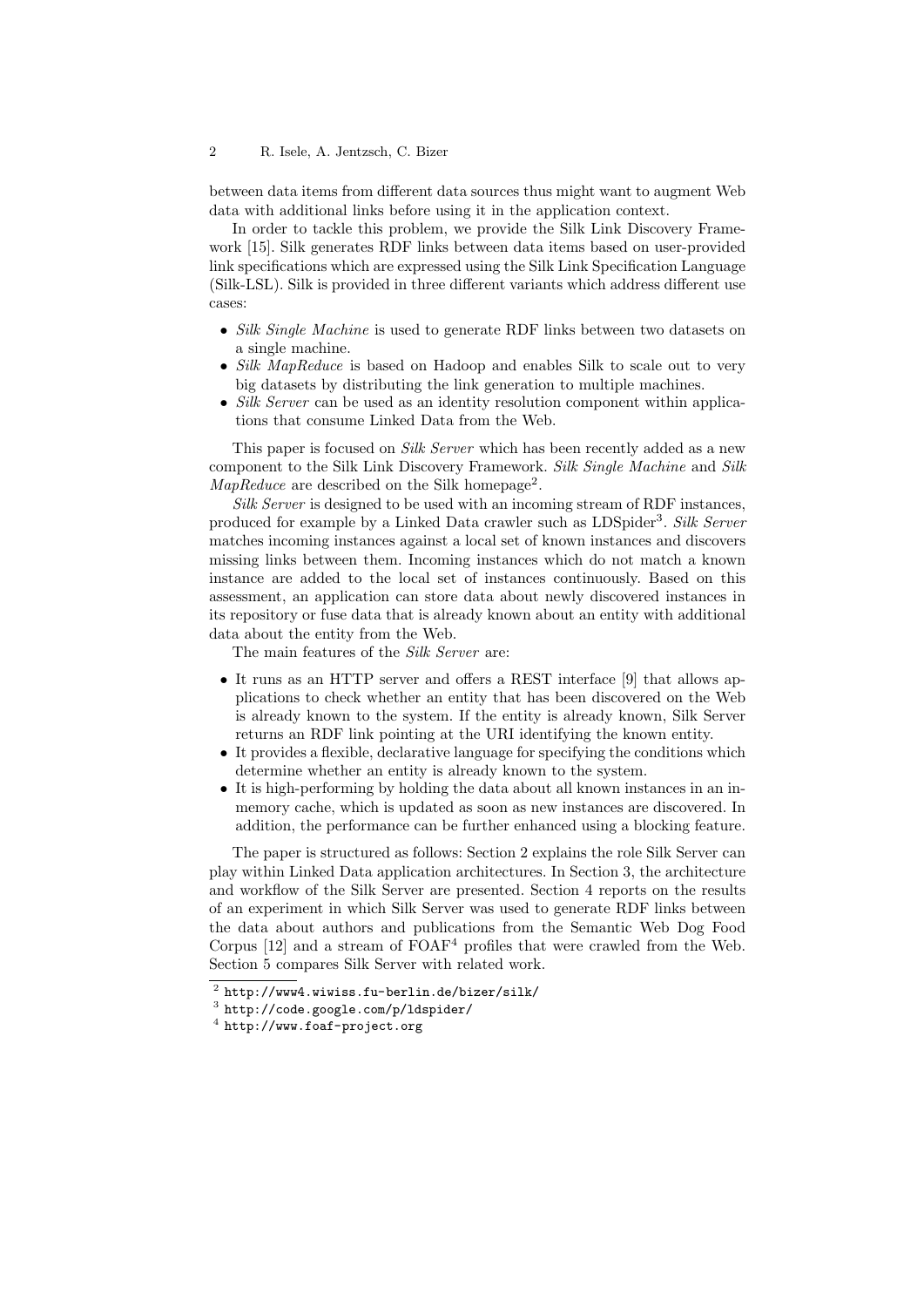between data items from different data sources thus might want to augment Web data with additional links before using it in the application context.

In order to tackle this problem, we provide the Silk Link Discovery Framework [15]. Silk generates RDF links between data items based on user-provided link specifications which are expressed using the Silk Link Specification Language (Silk-LSL). Silk is provided in three different variants which address different use cases:

- *Silk Single Machine* is used to generate RDF links between two datasets on a single machine.
- *Silk MapReduce* is based on Hadoop and enables Silk to scale out to very big datasets by distributing the link generation to multiple machines.
- *Silk Server* can be used as an identity resolution component within applications that consume Linked Data from the Web.

This paper is focused on *Silk Server* which has been recently added as a new component to the Silk Link Discovery Framework. *Silk Single Machine* and *Silk MapReduce* are described on the Silk homepage[2].

*Silk Server* is designed to be used with an incoming stream of RDF instances, produced for example by a Linked Data crawler such as LDSpider[3]. *Silk Server* matches incoming instances against a local set of known instances and discovers missing links between them. Incoming instances which do not match a known instance are added to the local set of instances continuously. Based on this assessment, an application can store data about newly discovered instances in its repository or fuse data that is already known about an entity with additional data about the entity from the Web.

The main features of the *Silk Server* are:

- It runs as an HTTP server and offers a REST interface [9] that allows applications to check whether an entity that has been discovered on the Web is already known to the system. If the entity is already known, Silk Server returns an RDF link pointing at the URI identifying the known entity.
- It provides a flexible, declarative language for specifying the conditions which determine whether an entity is already known to the system.
- It is high-performing by holding the data about all known instances in an in-memory cache, which is updated as soon as new instances are discovered. In addition, the performance can be further enhanced using a blocking feature.

The paper is structured as follows: Section 2 explains the role Silk Server can play within Linked Data application architectures. In Section 3, the architecture and workflow of the Silk Server are presented. Section 4 reports on the results of an experiment in which Silk Server was used to generate RDF links between the data about authors and publications from the Semantic Web Dog Food Corpus [12] and a stream of FOAF[4] profiles that were crawled from the Web. Section 5 compares Silk Server with related work.

---

[2] `http://www4.wiwiss.fu-berlin.de/bizer/silk/`

[3] `http://code.google.com/p/ldspider/`

[4] `http://www.foaf-project.org`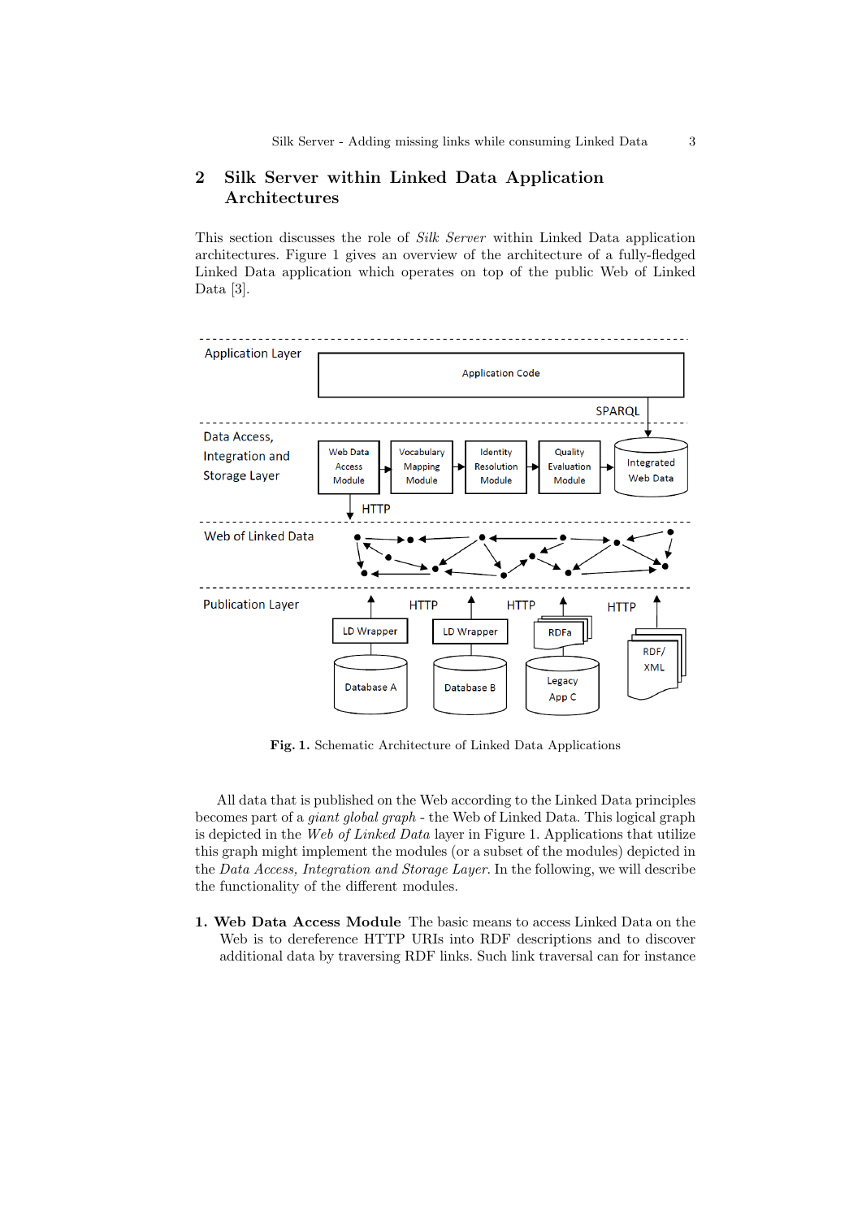## 2 Silk Server within Linked Data Application Architectures

This section discusses the role of *Silk Server* within Linked Data application architectures. Figure 1 gives an overview of the architecture of a fully-fledged Linked Data application which operates on top of the public Web of Linked Data [3].

**Fig. 1.** Schematic Architecture of Linked Data Applications

All data that is published on the Web according to the Linked Data principles becomes part of a *giant global graph* - the Web of Linked Data. This logical graph is depicted in the *Web of Linked Data* layer in Figure 1. Applications that utilize this graph might implement the modules (or a subset of the modules) depicted in the *Data Access, Integration and Storage Layer*. In the following, we will describe the functionality of the different modules.

1. **Web Data Access Module** The basic means to access Linked Data on the Web is to dereference HTTP URIs into RDF descriptions and to discover additional data by traversing RDF links. Such link traversal can for instance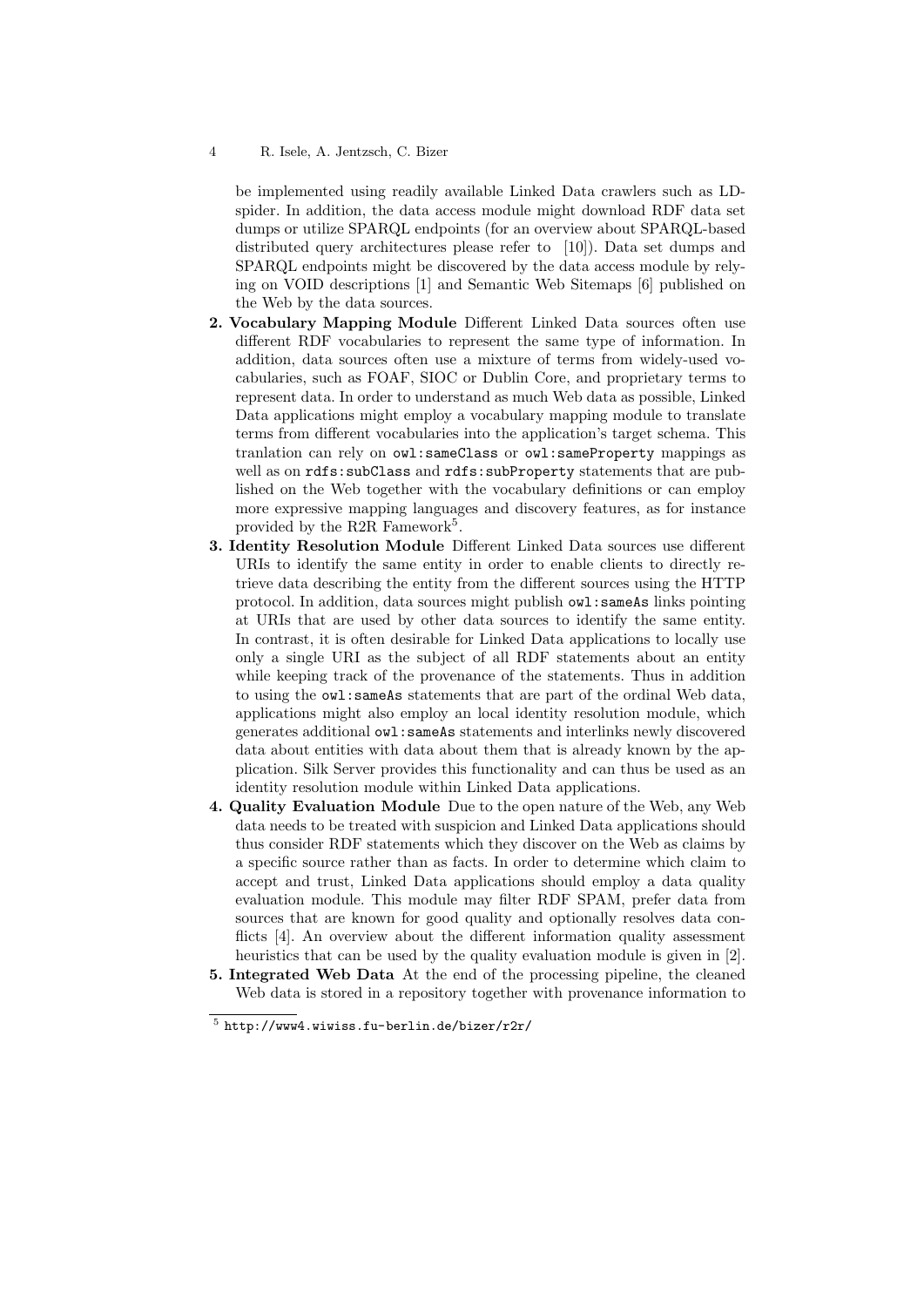be implemented using readily available Linked Data crawlers such as LD-spider. In addition, the data access module might download RDF data set dumps or utilize SPARQL endpoints (for an overview about SPARQL-based distributed query architectures please refer to [10]). Data set dumps and SPARQL endpoints might be discovered by the data access module by relying on VOID descriptions [1] and Semantic Web Sitemaps [6] published on the Web by the data sources.

2. **Vocabulary Mapping Module** Different Linked Data sources often use different RDF vocabularies to represent the same type of information. In addition, data sources often use a mixture of terms from widely-used vocabularies, such as FOAF, SIOC or Dublin Core, and proprietary terms to represent data. In order to understand as much Web data as possible, Linked Data applications might employ a vocabulary mapping module to translate terms from different vocabularies into the application's target schema. This tranlation can rely on `owl:sameClass` or `owl:sameProperty` mappings as well as on `rdfs:subClass` and `rdfs:subProperty` statements that are published on the Web together with the vocabulary definitions or can employ more expressive mapping languages and discovery features, as for instance provided by the R2R Famework[5].
3. **Identity Resolution Module** Different Linked Data sources use different URIs to identify the same entity in order to enable clients to directly retrieve data describing the entity from the different sources using the HTTP protocol. In addition, data sources might publish `owl:sameAs` links pointing at URIs that are used by other data sources to identify the same entity. In contrast, it is often desirable for Linked Data applications to locally use only a single URI as the subject of all RDF statements about an entity while keeping track of the provenance of the statements. Thus in addition to using the `owl:sameAs` statements that are part of the ordinal Web data, applications might also employ an local identity resolution module, which generates additional `owl:sameAs` statements and interlinks newly discovered data about entities with data about them that is already known by the application. Silk Server provides this functionality and can thus be used as an identity resolution module within Linked Data applications.
4. **Quality Evaluation Module** Due to the open nature of the Web, any Web data needs to be treated with suspicion and Linked Data applications should thus consider RDF statements which they discover on the Web as claims by a specific source rather than as facts. In order to determine which claim to accept and trust, Linked Data applications should employ a data quality evaluation module. This module may filter RDF SPAM, prefer data from sources that are known for good quality and optionally resolves data conflicts [4]. An overview about the different information quality assessment heuristics that can be used by the quality evaluation module is given in [2].
5. **Integrated Web Data** At the end of the processing pipeline, the cleaned Web data is stored in a repository together with provenance information to

[5] `http://www4.wiwiss.fu-berlin.de/bizer/r2r/`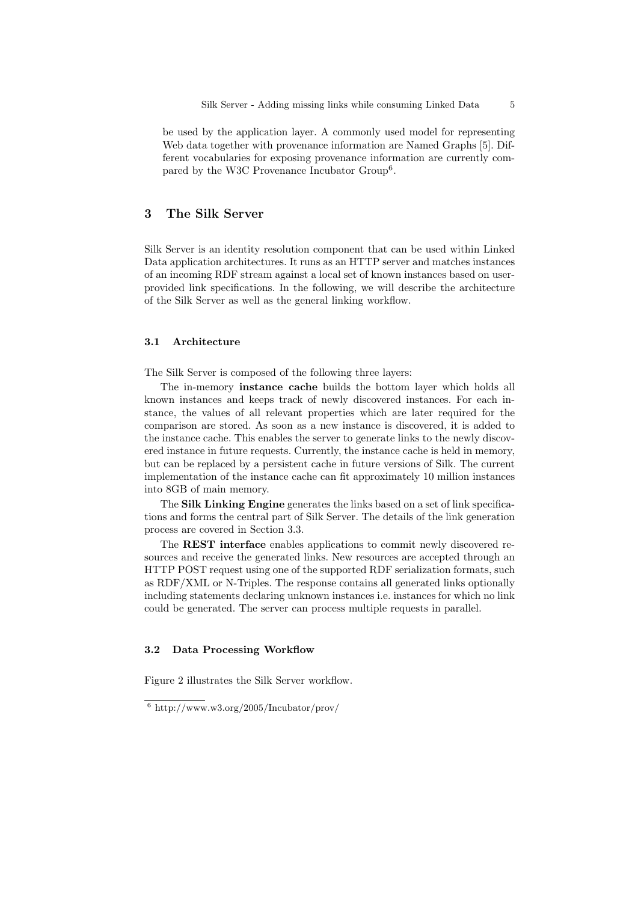be used by the application layer. A commonly used model for representing Web data together with provenance information are Named Graphs [5]. Different vocabularies for exposing provenance information are currently compared by the W3C Provenance Incubator Group[6].

## 3 The Silk Server

Silk Server is an identity resolution component that can be used within Linked Data application architectures. It runs as an HTTP server and matches instances of an incoming RDF stream against a local set of known instances based on user-provided link specifications. In the following, we will describe the architecture of the Silk Server as well as the general linking workflow.

### 3.1 Architecture

The Silk Server is composed of the following three layers:

The in-memory **instance cache** builds the bottom layer which holds all known instances and keeps track of newly discovered instances. For each instance, the values of all relevant properties which are later required for the comparison are stored. As soon as a new instance is discovered, it is added to the instance cache. This enables the server to generate links to the newly discovered instance in future requests. Currently, the instance cache is held in memory, but can be replaced by a persistent cache in future versions of Silk. The current implementation of the instance cache can fit approximately 10 million instances into 8GB of main memory.

The **Silk Linking Engine** generates the links based on a set of link specifications and forms the central part of Silk Server. The details of the link generation process are covered in Section 3.3.

The **REST interface** enables applications to commit newly discovered resources and receive the generated links. New resources are accepted through an HTTP POST request using one of the supported RDF serialization formats, such as RDF/XML or N-Triples. The response contains all generated links optionally including statements declaring unknown instances i.e. instances for which no link could be generated. The server can process multiple requests in parallel.

### 3.2 Data Processing Workflow

Figure 2 illustrates the Silk Server workflow.

[6] http://www.w3.org/2005/Incubator/prov/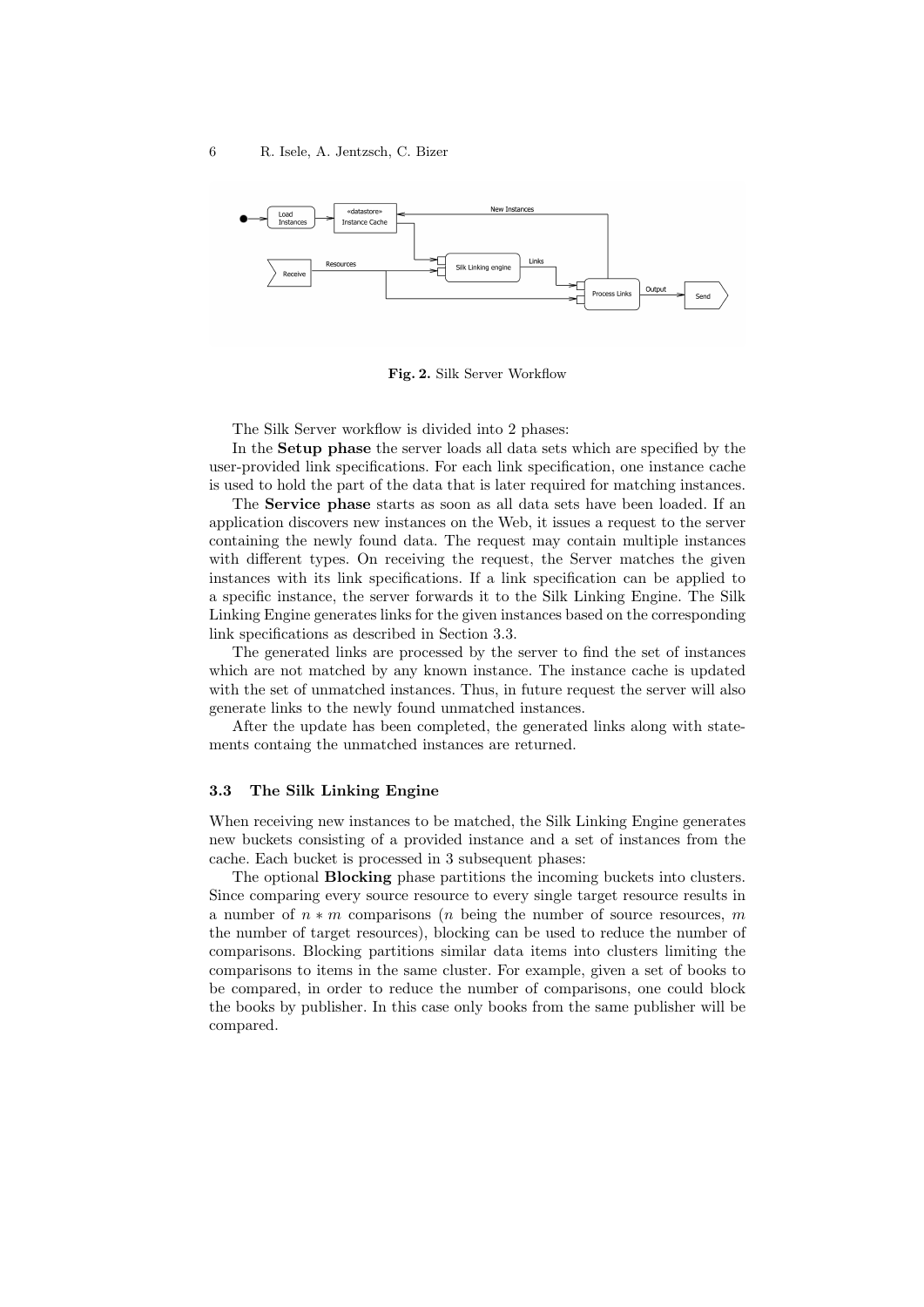**Fig. 2.** Silk Server Workflow

The Silk Server workflow is divided into 2 phases:

In the **Setup phase** the server loads all data sets which are specified by the user-provided link specifications. For each link specification, one instance cache is used to hold the part of the data that is later required for matching instances.

The **Service phase** starts as soon as all data sets have been loaded. If an application discovers new instances on the Web, it issues a request to the server containing the newly found data. The request may contain multiple instances with different types. On receiving the request, the Server matches the given instances with its link specifications. If a link specification can be applied to a specific instance, the server forwards it to the Silk Linking Engine. The Silk Linking Engine generates links for the given instances based on the corresponding link specifications as described in Section 3.3.

The generated links are processed by the server to find the set of instances which are not matched by any known instance. The instance cache is updated with the set of unmatched instances. Thus, in future request the server will also generate links to the newly found unmatched instances.

After the update has been completed, the generated links along with statements containg the unmatched instances are returned.

### 3.3 The Silk Linking Engine

When receiving new instances to be matched, the Silk Linking Engine generates new buckets consisting of a provided instance and a set of instances from the cache. Each bucket is processed in 3 subsequent phases:

The optional **Blocking** phase partitions the incoming buckets into clusters. Since comparing every source resource to every single target resource results in a number of $n * m$ comparisons ($n$ being the number of source resources, $m$ the number of target resources), blocking can be used to reduce the number of comparisons. Blocking partitions similar data items into clusters limiting the comparisons to items in the same cluster. For example, given a set of books to be compared, in order to reduce the number of comparisons, one could block the books by publisher. In this case only books from the same publisher will be compared.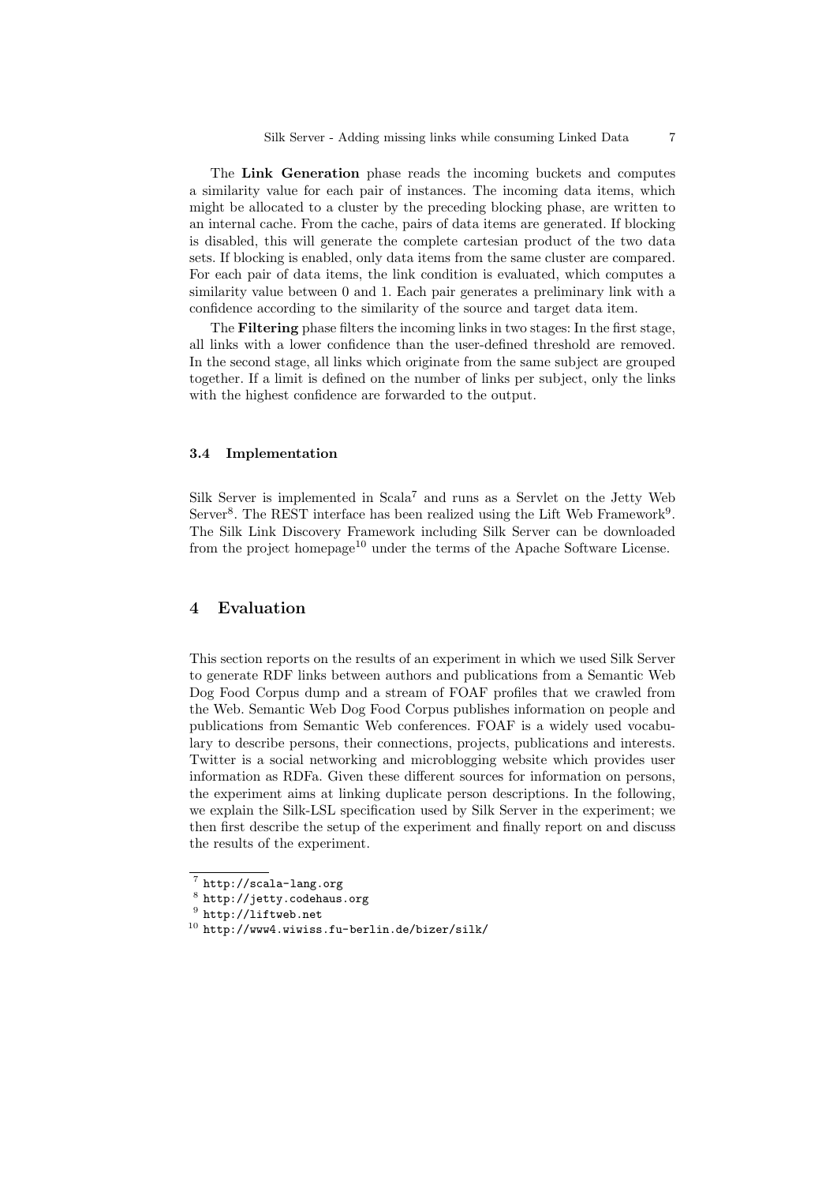The **Link Generation** phase reads the incoming buckets and computes a similarity value for each pair of instances. The incoming data items, which might be allocated to a cluster by the preceding blocking phase, are written to an internal cache. From the cache, pairs of data items are generated. If blocking is disabled, this will generate the complete cartesian product of the two data sets. If blocking is enabled, only data items from the same cluster are compared. For each pair of data items, the link condition is evaluated, which computes a similarity value between 0 and 1. Each pair generates a preliminary link with a confidence according to the similarity of the source and target data item.

The **Filtering** phase filters the incoming links in two stages: In the first stage, all links with a lower confidence than the user-defined threshold are removed. In the second stage, all links which originate from the same subject are grouped together. If a limit is defined on the number of links per subject, only the links with the highest confidence are forwarded to the output.

### 3.4 Implementation

Silk Server is implemented in Scala[7] and runs as a Servlet on the Jetty Web Server[8]. The REST interface has been realized using the Lift Web Framework[9]. The Silk Link Discovery Framework including Silk Server can be downloaded from the project homepage[10] under the terms of the Apache Software License.

## 4 Evaluation

This section reports on the results of an experiment in which we used Silk Server to generate RDF links between authors and publications from a Semantic Web Dog Food Corpus dump and a stream of FOAF profiles that we crawled from the Web. Semantic Web Dog Food Corpus publishes information on people and publications from Semantic Web conferences. FOAF is a widely used vocabulary to describe persons, their connections, projects, publications and interests. Twitter is a social networking and microblogging website which provides user information as RDFa. Given these different sources for information on persons, the experiment aims at linking duplicate person descriptions. In the following, we explain the Silk-LSL specification used by Silk Server in the experiment; we then first describe the setup of the experiment and finally report on and discuss the results of the experiment.

---

[7] http://scala-lang.org

[8] http://jetty.codehaus.org

[9] http://liftweb.net

[10] http://www4.wiwiss.fu-berlin.de/bizer/silk/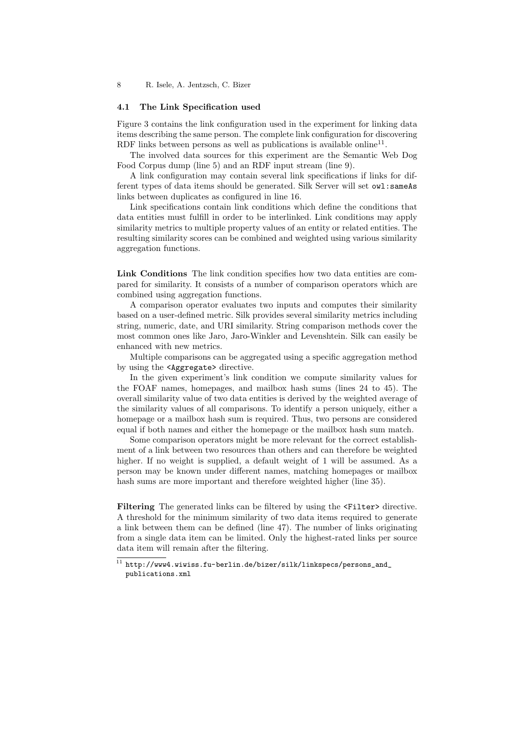### 4.1 The Link Specification used

Figure 3 contains the link configuration used in the experiment for linking data items describing the same person. The complete link configuration for discovering RDF links between persons as well as publications is available online[11].

The involved data sources for this experiment are the Semantic Web Dog Food Corpus dump (line 5) and an RDF input stream (line 9).

A link configuration may contain several link specifications if links for different types of data items should be generated. Silk Server will set `owl:sameAs` links between duplicates as configured in line 16.

Link specifications contain link conditions which define the conditions that data entities must fulfill in order to be interlinked. Link conditions may apply similarity metrics to multiple property values of an entity or related entities. The resulting similarity scores can be combined and weighted using various similarity aggregation functions.

**Link Conditions** The link condition specifies how two data entities are compared for similarity. It consists of a number of comparison operators which are combined using aggregation functions.

A comparison operator evaluates two inputs and computes their similarity based on a user-defined metric. Silk provides several similarity metrics including string, numeric, date, and URI similarity. String comparison methods cover the most common ones like Jaro, Jaro-Winkler and Levenshtein. Silk can easily be enhanced with new metrics.

Multiple comparisons can be aggregated using a specific aggregation method by using the `<Aggregate>` directive.

In the given experiment's link condition we compute similarity values for the FOAF names, homepages, and mailbox hash sums (lines 24 to 45). The overall similarity value of two data entities is derived by the weighted average of the similarity values of all comparisons. To identify a person uniquely, either a homepage or a mailbox hash sum is required. Thus, two persons are considered equal if both names and either the homepage or the mailbox hash sum match.

Some comparison operators might be more relevant for the correct establishment of a link between two resources than others and can therefore be weighted higher. If no weight is supplied, a default weight of 1 will be assumed. As a person may be known under different names, matching homepages or mailbox hash sums are more important and therefore weighted higher (line 35).

**Filtering** The generated links can be filtered by using the `<Filter>` directive. A threshold for the minimum similarity of two data items required to generate a link between them can be defined (line 47). The number of links originating from a single data item can be limited. Only the highest-rated links per source data item will remain after the filtering.

[11] http://www4.wiwiss.fu-berlin.de/bizer/silk/linkspecs/persons_and_publications.xml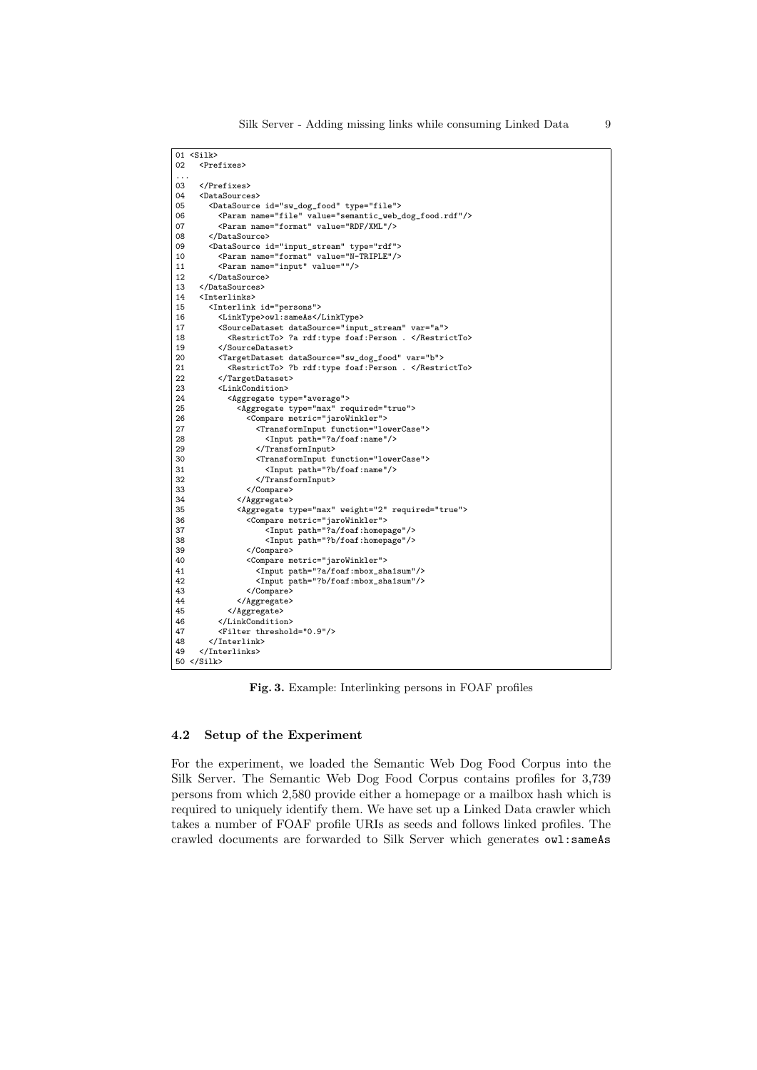```
01 <Silk>
02   <Prefixes>
...
03   </Prefixes>
04   <DataSources>
05     <DataSource id="sw_dog_food" type="file">
06       <Param name="file" value="semantic_web_dog_food.rdf"/>
07       <Param name="format" value="RDF/XML"/>
08     </DataSource>
09     <DataSource id="input_stream" type="rdf">
10       <Param name="format" value="N-TRIPLE"/>
11       <Param name="input" value=""/>
12     </DataSource>
13   </DataSources>
14   <Interlinks>
15     <Interlink id="persons">
16       <LinkType>owl:sameAs</LinkType>
17       <SourceDataset dataSource="input_stream" var="a">
18         <RestrictTo> ?a rdf:type foaf:Person . </RestrictTo>
19       </SourceDataset>
20       <TargetDataset dataSource="sw_dog_food" var="b">
21         <RestrictTo> ?b rdf:type foaf:Person . </RestrictTo>
22       </TargetDataset>
23       <LinkCondition>
24         <Aggregate type="average">
25           <Aggregate type="max" required="true">
26             <Compare metric="jaroWinkler">
27               <TransformInput function="lowerCase">
28                 <Input path="?a/foaf:name"/>
29               </TransformInput>
30               <TransformInput function="lowerCase">
31                 <Input path="?b/foaf:name"/>
32               </TransformInput>
33             </Compare>
34           </Aggregate>
35           <Aggregate type="max" weight="2" required="true">
36             <Compare metric="jaroWinkler">
37                 <Input path="?a/foaf:homepage"/>
38                 <Input path="?b/foaf:homepage"/>
39             </Compare>
40             <Compare metric="jaroWinkler">
41               <Input path="?a/foaf:mbox_sha1sum"/>
42               <Input path="?b/foaf:mbox_sha1sum"/>
43             </Compare>
44           </Aggregate>
45         </Aggregate>
46       </LinkCondition>
47       <Filter threshold="0.9"/>
48     </Interlink>
49   </Interlinks>
50 </Silk>
```

**Fig. 3.** Example: Interlinking persons in FOAF profiles

### 4.2 Setup of the Experiment

For the experiment, we loaded the Semantic Web Dog Food Corpus into the Silk Server. The Semantic Web Dog Food Corpus contains profiles for 3,739 persons from which 2,580 provide either a homepage or a mailbox hash which is required to uniquely identify them. We have set up a Linked Data crawler which takes a number of FOAF profile URIs as seeds and follows linked profiles. The crawled documents are forwarded to Silk Server which generates `owl:sameAs`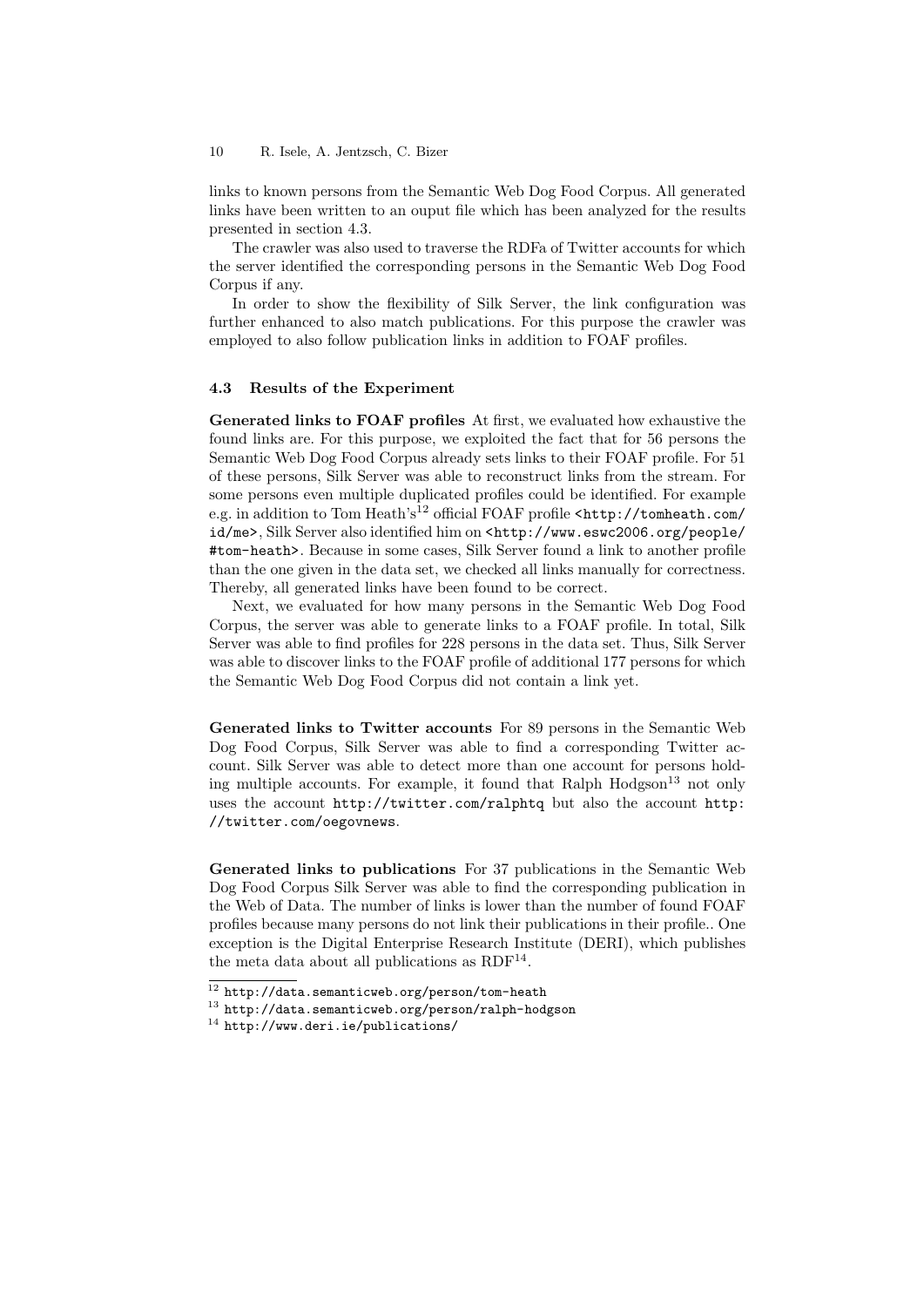links to known persons from the Semantic Web Dog Food Corpus. All generated links have been written to an ouput file which has been analyzed for the results presented in section 4.3.

The crawler was also used to traverse the RDFa of Twitter accounts for which the server identified the corresponding persons in the Semantic Web Dog Food Corpus if any.

In order to show the flexibility of Silk Server, the link configuration was further enhanced to also match publications. For this purpose the crawler was employed to also follow publication links in addition to FOAF profiles.

### 4.3 Results of the Experiment

**Generated links to FOAF profiles** At first, we evaluated how exhaustive the found links are. For this purpose, we exploited the fact that for 56 persons the Semantic Web Dog Food Corpus already sets links to their FOAF profile. For 51 of these persons, Silk Server was able to reconstruct links from the stream. For some persons even multiple duplicated profiles could be identified. For example e.g. in addition to Tom Heath's[12] official FOAF profile `<http://tomheath.com/id/me>`, Silk Server also identified him on `<http://www.eswc2006.org/people/#tom-heath>`. Because in some cases, Silk Server found a link to another profile than the one given in the data set, we checked all links manually for correctness. Thereby, all generated links have been found to be correct.

Next, we evaluated for how many persons in the Semantic Web Dog Food Corpus, the server was able to generate links to a FOAF profile. In total, Silk Server was able to find profiles for 228 persons in the data set. Thus, Silk Server was able to discover links to the FOAF profile of additional 177 persons for which the Semantic Web Dog Food Corpus did not contain a link yet.

**Generated links to Twitter accounts** For 89 persons in the Semantic Web Dog Food Corpus, Silk Server was able to find a corresponding Twitter account. Silk Server was able to detect more than one account for persons holding multiple accounts. For example, it found that Ralph Hodgson[13] not only uses the account `http://twitter.com/ralphtq` but also the account `http://twitter.com/oegovnews`.

**Generated links to publications** For 37 publications in the Semantic Web Dog Food Corpus Silk Server was able to find the corresponding publication in the Web of Data. The number of links is lower than the number of found FOAF profiles because many persons do not link their publications in their profile.. One exception is the Digital Enterprise Research Institute (DERI), which publishes the meta data about all publications as RDF[14].

---

[12] `http://data.semanticweb.org/person/tom-heath`

[13] `http://data.semanticweb.org/person/ralph-hodgson`

[14] `http://www.deri.ie/publications/`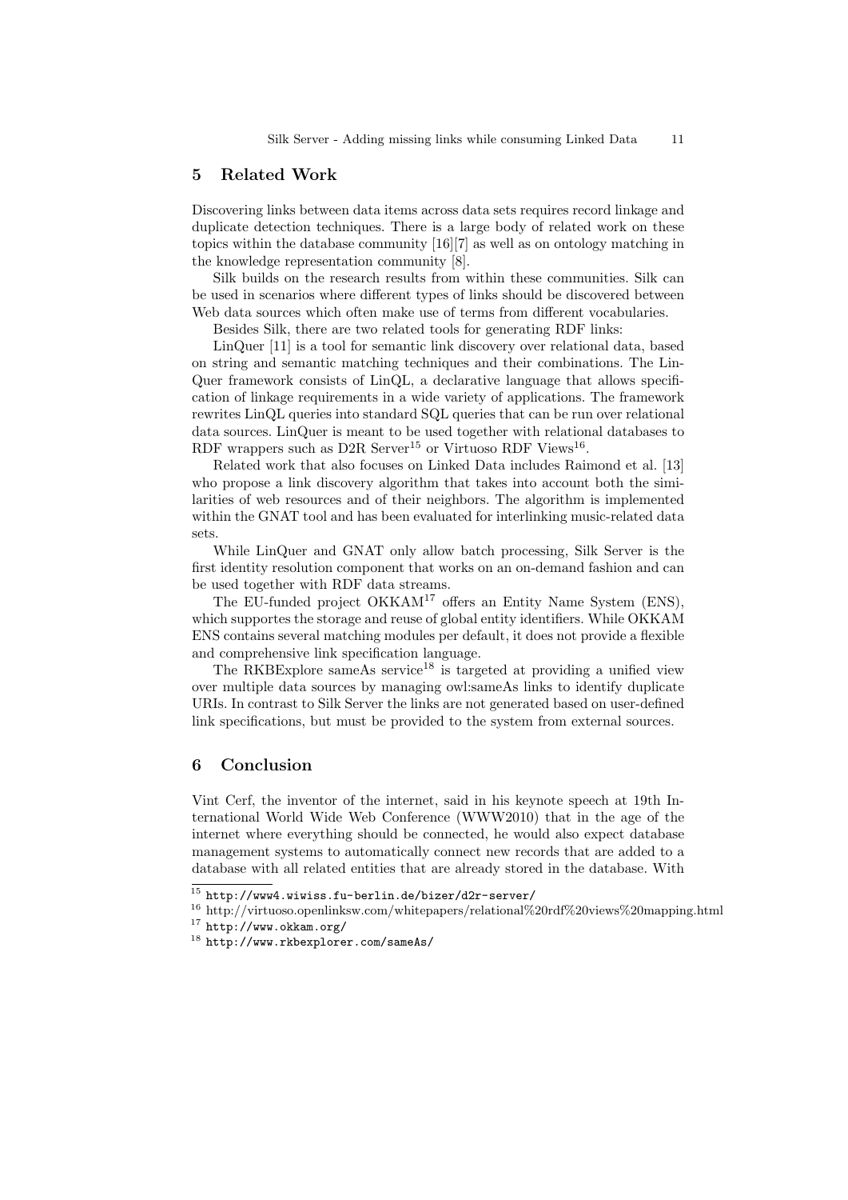## 5 Related Work

Discovering links between data items across data sets requires record linkage and duplicate detection techniques. There is a large body of related work on these topics within the database community [16][7] as well as on ontology matching in the knowledge representation community [8].

Silk builds on the research results from within these communities. Silk can be used in scenarios where different types of links should be discovered between Web data sources which often make use of terms from different vocabularies.

Besides Silk, there are two related tools for generating RDF links:

LinQuer [11] is a tool for semantic link discovery over relational data, based on string and semantic matching techniques and their combinations. The LinQuer framework consists of LinQL, a declarative language that allows specification of linkage requirements in a wide variety of applications. The framework rewrites LinQL queries into standard SQL queries that can be run over relational data sources. LinQuer is meant to be used together with relational databases to RDF wrappers such as D2R Server[15] or Virtuoso RDF Views[16].

Related work that also focuses on Linked Data includes Raimond et al. [13] who propose a link discovery algorithm that takes into account both the similarities of web resources and of their neighbors. The algorithm is implemented within the GNAT tool and has been evaluated for interlinking music-related data sets.

While LinQuer and GNAT only allow batch processing, Silk Server is the first identity resolution component that works on an on-demand fashion and can be used together with RDF data streams.

The EU-funded project OKKAM[17] offers an Entity Name System (ENS), which supportes the storage and reuse of global entity identifiers. While OKKAM ENS contains several matching modules per default, it does not provide a flexible and comprehensive link specification language.

The RKBExplore sameAs service[18] is targeted at providing a unified view over multiple data sources by managing owl:sameAs links to identify duplicate URIs. In contrast to Silk Server the links are not generated based on user-defined link specifications, but must be provided to the system from external sources.

## 6 Conclusion

Vint Cerf, the inventor of the internet, said in his keynote speech at 19th International World Wide Web Conference (WWW2010) that in the age of the internet where everything should be connected, he would also expect database management systems to automatically connect new records that are added to a database with all related entities that are already stored in the database. With

---

[15] `http://www4.wiwiss.fu-berlin.de/bizer/d2r-server/`

[16] http://virtuoso.openlinksw.com/whitepapers/relational%20rdf%20views%20mapping.html

[17] `http://www.okkam.org/`

[18] `http://www.rkbexplorer.com/sameAs/`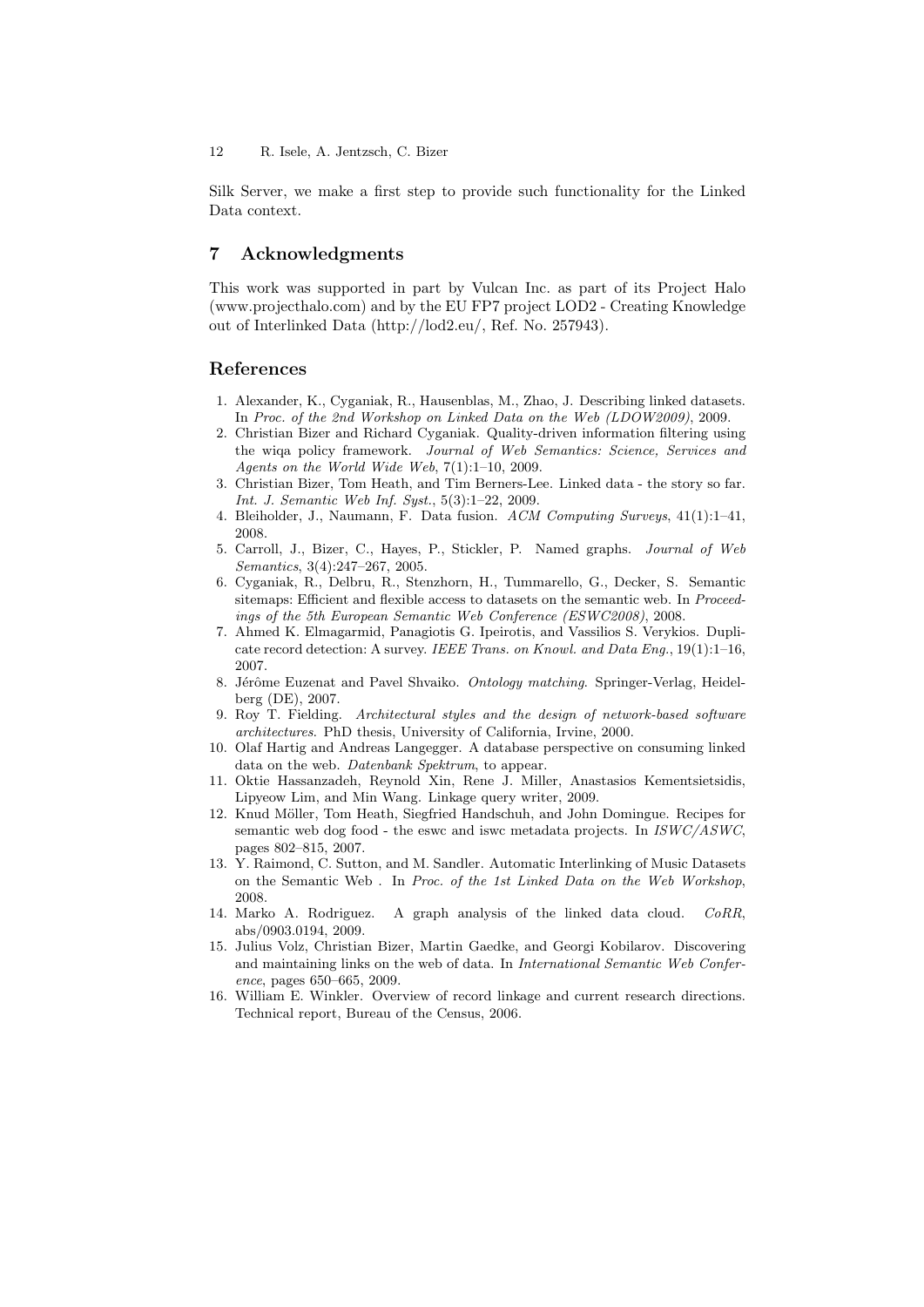Silk Server, we make a first step to provide such functionality for the Linked Data context.

## 7 Acknowledgments

This work was supported in part by Vulcan Inc. as part of its Project Halo (www.projecthalo.com) and by the EU FP7 project LOD2 - Creating Knowledge out of Interlinked Data (http://lod2.eu/, Ref. No. 257943).

## References

1. Alexander, K., Cyganiak, R., Hausenblas, M., Zhao, J. Describing linked datasets. In *Proc. of the 2nd Workshop on Linked Data on the Web (LDOW2009)*, 2009.
2. Christian Bizer and Richard Cyganiak. Quality-driven information filtering using the wiqa policy framework. *Journal of Web Semantics: Science, Services and Agents on the World Wide Web*, 7(1):1–10, 2009.
3. Christian Bizer, Tom Heath, and Tim Berners-Lee. Linked data - the story so far. *Int. J. Semantic Web Inf. Syst.*, 5(3):1–22, 2009.
4. Bleiholder, J., Naumann, F. Data fusion. *ACM Computing Surveys*, 41(1):1–41, 2008.
5. Carroll, J., Bizer, C., Hayes, P., Stickler, P. Named graphs. *Journal of Web Semantics*, 3(4):247–267, 2005.
6. Cyganiak, R., Delbru, R., Stenzhorn, H., Tummarello, G., Decker, S. Semantic sitemaps: Efficient and flexible access to datasets on the semantic web. In *Proceedings of the 5th European Semantic Web Conference (ESWC2008)*, 2008.
7. Ahmed K. Elmagarmid, Panagiotis G. Ipeirotis, and Vassilios S. Verykios. Duplicate record detection: A survey. *IEEE Trans. on Knowl. and Data Eng.*, 19(1):1–16, 2007.
8. Jérôme Euzenat and Pavel Shvaiko. *Ontology matching*. Springer-Verlag, Heidelberg (DE), 2007.
9. Roy T. Fielding. *Architectural styles and the design of network-based software architectures*. PhD thesis, University of California, Irvine, 2000.
10. Olaf Hartig and Andreas Langegger. A database perspective on consuming linked data on the web. *Datenbank Spektrum*, to appear.
11. Oktie Hassanzadeh, Reynold Xin, Rene J. Miller, Anastasios Kementsietsidis, Lipyeow Lim, and Min Wang. Linkage query writer, 2009.
12. Knud Möller, Tom Heath, Siegfried Handschuh, and John Domingue. Recipes for semantic web dog food - the eswc and iswc metadata projects. In *ISWC/ASWC*, pages 802–815, 2007.
13. Y. Raimond, C. Sutton, and M. Sandler. Automatic Interlinking of Music Datasets on the Semantic Web . In *Proc. of the 1st Linked Data on the Web Workshop*, 2008.
14. Marko A. Rodriguez. A graph analysis of the linked data cloud. *CoRR*, abs/0903.0194, 2009.
15. Julius Volz, Christian Bizer, Martin Gaedke, and Georgi Kobilarov. Discovering and maintaining links on the web of data. In *International Semantic Web Conference*, pages 650–665, 2009.
16. William E. Winkler. Overview of record linkage and current research directions. Technical report, Bureau of the Census, 2006.